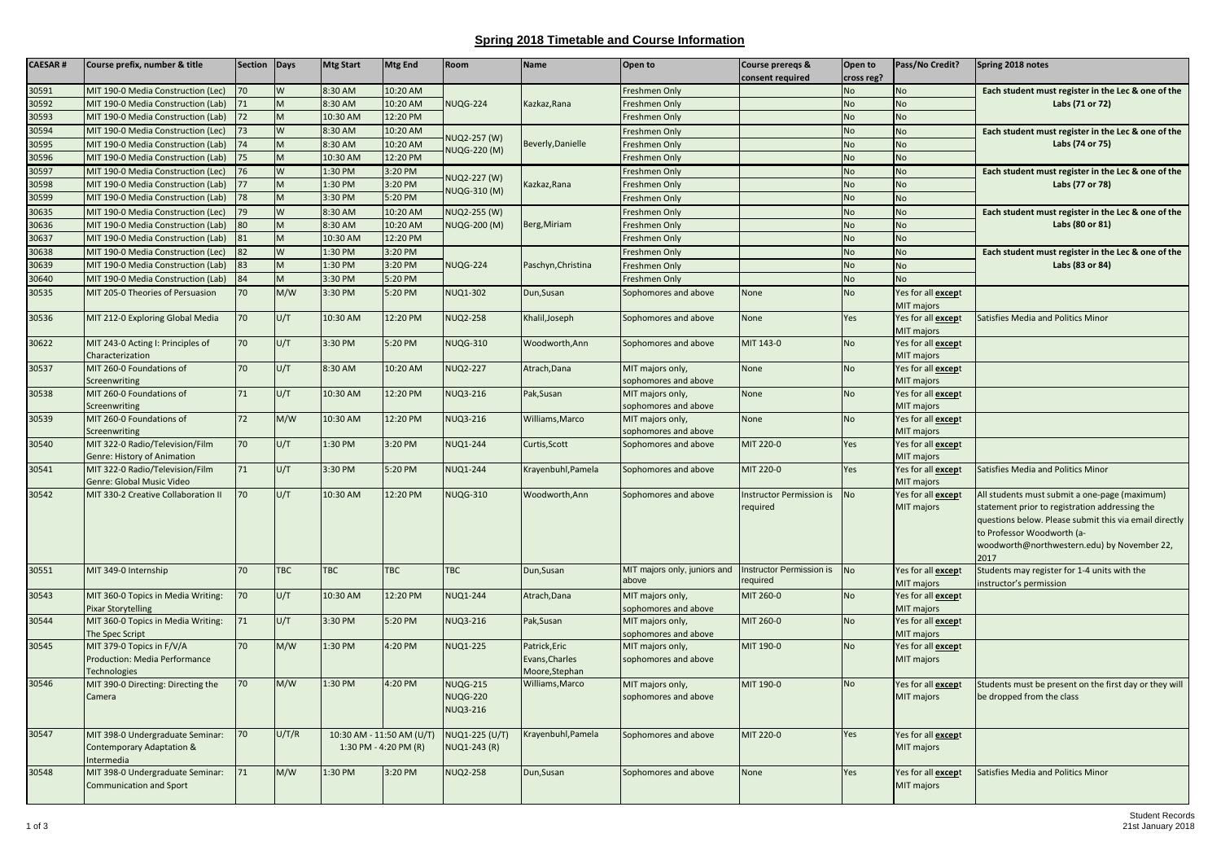# Spring 2018 Timetable and Course Information

| CAESAR # | Course prefix, number & title | Section | Days | Mtg Start | Mtg End | Room | Name | Open to | Course prereqs & consent required | Open to cross reg? | Pass/No Credit? | Spring 2018 notes |
|---|---|---|---|---|---|---|---|---|---|---|---|---|
| 30591 | MIT 190-0 Media Construction (Lec) | 70 | W | 8:30 AM | 10:20 AM | NUQG-224 | Kazkaz,Rana | Freshmen Only | | No | No | Each student must register in the Lec & one of the Labs (71 or 72) |
| 30592 | MIT 190-0 Media Construction (Lab) | 71 | M | 8:30 AM | 10:20 AM | | | Freshmen Only | | No | No | |
| 30593 | MIT 190-0 Media Construction (Lab) | 72 | M | 10:30 AM | 12:20 PM | | | Freshmen Only | | No | No | |
| 30594 | MIT 190-0 Media Construction (Lec) | 73 | W | 8:30 AM | 10:20 AM | NUQ2-257 (W) NUQG-220 (M) | Beverly,Danielle | Freshmen Only | | No | No | Each student must register in the Lec & one of the Labs (74 or 75) |
| 30595 | MIT 190-0 Media Construction (Lab) | 74 | M | 8:30 AM | 10:20 AM | | | Freshmen Only | | No | No | |
| 30596 | MIT 190-0 Media Construction (Lab) | 75 | M | 10:30 AM | 12:20 PM | | | Freshmen Only | | No | No | |
| 30597 | MIT 190-0 Media Construction (Lec) | 76 | W | 1:30 PM | 3:20 PM | NUQ2-227 (W) NUQG-310 (M) | Kazkaz,Rana | Freshmen Only | | No | No | Each student must register in the Lec & one of the Labs (77 or 78) |
| 30598 | MIT 190-0 Media Construction (Lab) | 77 | M | 1:30 PM | 3:20 PM | | | Freshmen Only | | No | No | |
| 30599 | MIT 190-0 Media Construction (Lab) | 78 | M | 3:30 PM | 5:20 PM | | | Freshmen Only | | No | No | |
| 30635 | MIT 190-0 Media Construction (Lec) | 79 | W | 8:30 AM | 10:20 AM | NUQ2-255 (W) NUQG-200 (M) | Berg,Miriam | Freshmen Only | | No | No | Each student must register in the Lec & one of the Labs (80 or 81) |
| 30636 | MIT 190-0 Media Construction (Lab) | 80 | M | 8:30 AM | 10:20 AM | | | Freshmen Only | | No | No | |
| 30637 | MIT 190-0 Media Construction (Lab) | 81 | M | 10:30 AM | 12:20 PM | | | Freshmen Only | | No | No | |
| 30638 | MIT 190-0 Media Construction (Lec) | 82 | W | 1:30 PM | 3:20 PM | NUQG-224 | Paschyn,Christina | Freshmen Only | | No | No | Each student must register in the Lec & one of the Labs (83 or 84) |
| 30639 | MIT 190-0 Media Construction (Lab) | 83 | M | 1:30 PM | 3:20 PM | | | Freshmen Only | | No | No | |
| 30640 | MIT 190-0 Media Construction (Lab) | 84 | M | 3:30 PM | 5:20 PM | | | Freshmen Only | | No | No | |
| 30535 | MIT 205-0 Theories of Persuasion | 70 | M/W | 3:30 PM | 5:20 PM | NUQ1-302 | Dun,Susan | Sophomores and above | None | No | Yes for all **except** MIT majors | |
| 30536 | MIT 212-0 Exploring Global Media | 70 | U/T | 10:30 AM | 12:20 PM | NUQ2-258 | Khalil,Joseph | Sophomores and above | None | Yes | Yes for all **except** MIT majors | Satisfies Media and Politics Minor |
| 30622 | MIT 243-0 Acting I: Principles of Characterization | 70 | U/T | 3:30 PM | 5:20 PM | NUQG-310 | Woodworth,Ann | Sophomores and above | MIT 143-0 | No | Yes for all **except** MIT majors | |
| 30537 | MIT 260-0 Foundations of Screenwriting | 70 | U/T | 8:30 AM | 10:20 AM | NUQ2-227 | Atrach,Dana | MIT majors only, sophomores and above | None | No | Yes for all **except** MIT majors | |
| 30538 | MIT 260-0 Foundations of Screenwriting | 71 | U/T | 10:30 AM | 12:20 PM | NUQ3-216 | Pak,Susan | MIT majors only, sophomores and above | None | No | Yes for all **except** MIT majors | |
| 30539 | MIT 260-0 Foundations of Screenwriting | 72 | M/W | 10:30 AM | 12:20 PM | NUQ3-216 | Williams,Marco | MIT majors only, sophomores and above | None | No | Yes for all **except** MIT majors | |
| 30540 | MIT 322-0 Radio/Television/Film Genre: History of Animation | 70 | U/T | 1:30 PM | 3:20 PM | NUQ1-244 | Curtis,Scott | Sophomores and above | MIT 220-0 | Yes | Yes for all **except** MIT majors | |
| 30541 | MIT 322-0 Radio/Television/Film Genre: Global Music Video | 71 | U/T | 3:30 PM | 5:20 PM | NUQ1-244 | Krayenbuhl,Pamela | Sophomores and above | MIT 220-0 | Yes | Yes for all **except** MIT majors | Satisfies Media and Politics Minor |
| 30542 | MIT 330-2 Creative Collaboration II | 70 | U/T | 10:30 AM | 12:20 PM | NUQG-310 | Woodworth,Ann | Sophomores and above | Instructor Permission is required | No | Yes for all **except** MIT majors | All students must submit a one-page (maximum) statement prior to registration addressing the questions below. Please submit this via email directly to Professor Woodworth (a-woodworth@northwestern.edu) by November 22, 2017 |
| 30551 | MIT 349-0 Internship | 70 | TBC | TBC | TBC | TBC | Dun,Susan | MIT majors only, juniors and above | Instructor Permission is required | No | Yes for all **except** MIT majors | Students may register for 1-4 units with the instructor's permission |
| 30543 | MIT 360-0 Topics in Media Writing: Pixar Storytelling | 70 | U/T | 10:30 AM | 12:20 PM | NUQ1-244 | Atrach,Dana | MIT majors only, sophomores and above | MIT 260-0 | No | Yes for all **except** MIT majors | |
| 30544 | MIT 360-0 Topics in Media Writing: The Spec Script | 71 | U/T | 3:30 PM | 5:20 PM | NUQ3-216 | Pak,Susan | MIT majors only, sophomores and above | MIT 260-0 | No | Yes for all **except** MIT majors | |
| 30545 | MIT 379-0 Topics in F/V/A Production: Media Performance Technologies | 70 | M/W | 1:30 PM | 4:20 PM | NUQ1-225 | Patrick,Eric Evans,Charles Moore,Stephan | MIT majors only, sophomores and above | MIT 190-0 | No | Yes for all **except** MIT majors | |
| 30546 | MIT 390-0 Directing: Directing the Camera | 70 | M/W | 1:30 PM | 4:20 PM | NUQG-215 NUQG-220 NUQ3-216 | Williams,Marco | MIT majors only, sophomores and above | MIT 190-0 | No | Yes for all **except** MIT majors | Students must be present on the first day or they will be dropped from the class |
| 30547 | MIT 398-0 Undergraduate Seminar: Contemporary Adaptation & Intermedia | 70 | U/T/R | 10:30 AM - 11:50 AM (U/T) 1:30 PM - 4:20 PM (R) | | NUQ1-225 (U/T) NUQ1-243 (R) | Krayenbuhl,Pamela | Sophomores and above | MIT 220-0 | Yes | Yes for all **except** MIT majors | |
| 30548 | MIT 398-0 Undergraduate Seminar: Communication and Sport | 71 | M/W | 1:30 PM | 3:20 PM | NUQ2-258 | Dun,Susan | Sophomores and above | None | Yes | Yes for all **except** MIT majors | Satisfies Media and Politics Minor |

Student Records
21st January 2018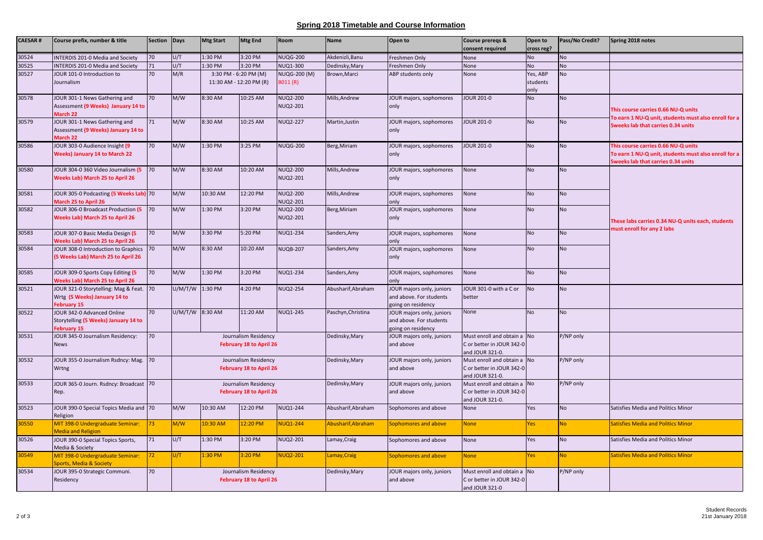## Spring 2018 Timetable and Course Information

| CAESAR # | Course prefix, number & title | Section | Days | Mtg Start | Mtg End | Room | Name | Open to | Course prereqs & consent required | Open to cross reg? | Pass/No Credit? | Spring 2018 notes |
|---|---|---|---|---|---|---|---|---|---|---|---|---|
| 30524 | INTERDIS 201-0 Media and Society | 70 | U/T | 1:30 PM | 3:20 PM | NUQG-200 | Akdenizli,Banu | Freshmen Only | None | No | No | |
| 30525 | INTERDIS 201-0 Media and Society | 71 | U/T | 1:30 PM | 3:20 PM | NUQ1-300 | Dedinsky,Mary | Freshmen Only | None | No | No | |
| 30527 | JOUR 101-0 Introduction to Journalism | 70 | M/R | 3:30 PM - 6:20 PM (M) 11:30 AM - 12:20 PM (R) | | NUQG-200 (M) B011 (R) | Brown,Marci | ABP students only | None | Yes, ABP students only | No | |
| 30578 | JOUR 301-1 News Gathering and Assessment (9 Weeks) January 14 to March 22 | 70 | M/W | 8:30 AM | 10:25 AM | NUQ2-200 NUQ2-201 | Mills,Andrew | JOUR majors, sophomores only | JOUR 201-0 | No | No | This course carries 0.66 NU-Q units To earn 1 NU-Q unit, students must also enroll for a 5weeks lab that carries 0.34 units |
| 30579 | JOUR 301-1 News Gathering and Assessment (9 Weeks) January 14 to March 22 | 71 | M/W | 8:30 AM | 10:25 AM | NUQ2-227 | Martin,Justin | JOUR majors, sophomores only | JOUR 201-0 | No | No | |
| 30586 | JOUR 303-0 Audience Insight (9 Weeks) January 14 to March 22 | 70 | M/W | 1:30 PM | 3:25 PM | NUQG-200 | Berg,Miriam | JOUR majors, sophomores only | JOUR 201-0 | No | No | This course carries 0.66 NU-Q units To earn 1 NU-Q unit, students must also enroll for a 5weeks lab that carries 0.34 units |
| 30580 | JOUR 304-0 360 Video Journalism (5 Weeks Lab) March 25 to April 26 | 70 | M/W | 8:30 AM | 10:20 AM | NUQ2-200 NUQ2-201 | Mills,Andrew | JOUR majors, sophomores only | None | No | No | These labs carries 0.34 NU-Q units each, students must enroll for any 2 labs |
| 30581 | JOUR 305-0 Podcasting (5 Weeks Lab) March 25 to April 26 | 70 | M/W | 10:30 AM | 12:20 PM | NUQ2-200 NUQ2-201 | Mills,Andrew | JOUR majors, sophomores only | None | No | No | |
| 30582 | JOUR 306-0 Broadcast Production (5 Weeks Lab) March 25 to April 26 | 70 | M/W | 1:30 PM | 3:20 PM | NUQ2-200 NUQ2-201 | Berg,Miriam | JOUR majors, sophomores only | None | No | No | |
| 30583 | JOUR 307-0 Basic Media Design (5 Weeks Lab) March 25 to April 26 | 70 | M/W | 3:30 PM | 5:20 PM | NUQ1-234 | Sanders,Amy | JOUR majors, sophomores only | None | No | No | |
| 30584 | JOUR 308-0 Introduction to Graphics (5 Weeks Lab) March 25 to April 26 | 70 | M/W | 8:30 AM | 10:20 AM | NUQB-207 | Sanders,Amy | JOUR majors, sophomores only | None | No | No | |
| 30585 | JOUR 309-0 Sports Copy Editing (5 Weeks Lab) March 25 to April 26 | 70 | M/W | 1:30 PM | 3:20 PM | NUQ1-234 | Sanders,Amy | JOUR majors, sophomores only | None | No | No | |
| 30521 | JOUR 321-0 Storytelling: Mag & Feat. Wrtg (5 Weeks) January 14 to February 15 | 70 | U/M/T/W | 1:30 PM | 4:20 PM | NUQ2-254 | Abusharif,Abraham | JOUR majors only, juniors and above. For students going on residency | JOUR 301-0 with a C or better | No | No | |
| 30522 | JOUR 342-0 Advanced Online Storytelling (5 Weeks) January 14 to February 15 | 70 | U/M/T/W | 8:30 AM | 11:20 AM | NUQ1-245 | Paschyn,Christina | JOUR majors only, juniors and above. For students going on residency | None | No | No | |
| 30531 | JOUR 345-0 Journalism Residency: News | 70 | Journalism Residency February 18 to April 26 | | | | Dedinsky,Mary | JOUR majors only, juniors and above | Must enroll and obtain a C or better in JOUR 342-0 and JOUR 321-0. | No | P/NP only | |
| 30532 | JOUR 355-0 Journalism Rsdncy: Mag. Wrtng | 70 | Journalism Residency February 18 to April 26 | | | | Dedinsky,Mary | JOUR majors only, juniors and above | Must enroll and obtain a C or better in JOUR 342-0 and JOUR 321-0. | No | P/NP only | |
| 30533 | JOUR 365-0 Journ. Rsdncy: Broadcast Rep. | 70 | Journalism Residency February 18 to April 26 | | | | Dedinsky,Mary | JOUR majors only, juniors and above | Must enroll and obtain a C or better in JOUR 342-0 and JOUR 321-0. | No | P/NP only | |
| 30523 | JOUR 390-0 Special Topics Media and Religion | 70 | M/W | 10:30 AM | 12:20 PM | NUQ1-244 | Abusharif,Abraham | Sophomores and above | None | Yes | No | Satisfies Media and Politics Minor |
| 30550 | MIT 398-0 Undergraduate Seminar: Media and Religion | 73 | M/W | 10:30 AM | 12:20 PM | NUQ1-244 | Abusharif,Abraham | Sophomores and above | None | Yes | No | Satisfies Media and Politics Minor |
| 30526 | JOUR 390-0 Special Topics Sports, Media & Society | 71 | U/T | 1:30 PM | 3:20 PM | NUQ2-201 | Lamay,Craig | Sophomores and above | None | Yes | No | Satisfies Media and Politics Minor |
| 30549 | MIT 398-0 Undergraduate Seminar: Sports, Media & Society | 72 | U/T | 1:30 PM | 3:20 PM | NUQ2-201 | Lamay,Craig | Sophomores and above | None | Yes | No | Satisfies Media and Politics Minor |
| 30534 | JOUR 395-0 Strategic Communi. Residency | 70 | Journalism Residency February 18 to April 26 | | | | Dedinsky,Mary | JOUR majors only, juniors and above | Must enroll and obtain a C or better in JOUR 342-0 and JOUR 321-0 | No | P/NP only | |

Student Records
21st January 2018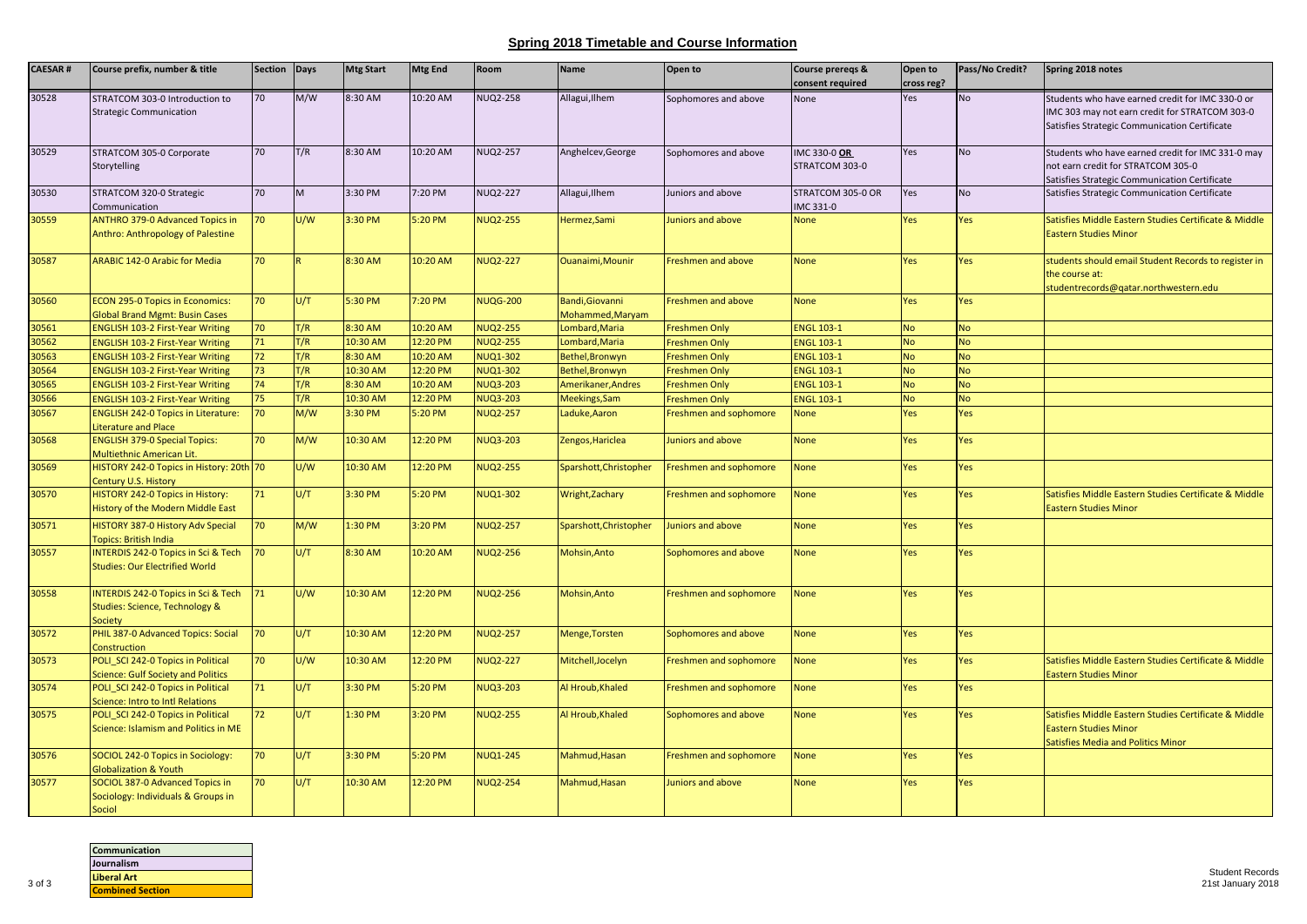# Spring 2018 Timetable and Course Information

| CAESAR # | Course prefix, number & title | Section | Days | Mtg Start | Mtg End | Room | Name | Open to | Course prereqs & consent required | Open to cross reg? | Pass/No Credit? | Spring 2018 notes |
|---|---|---|---|---|---|---|---|---|---|---|---|---|
| 30528 | STRATCOM 303-0 Introduction to Strategic Communication | 70 | M/W | 8:30 AM | 10:20 AM | NUQ2-258 | Allagui,Ilhem | Sophomores and above | None | Yes | No | Students who have earned credit for IMC 330-0 or IMC 303 may not earn credit for STRATCOM 303-0 Satisfies Strategic Communication Certificate |
| 30529 | STRATCOM 305-0 Corporate Storytelling | 70 | T/R | 8:30 AM | 10:20 AM | NUQ2-257 | Anghelcev,George | Sophomores and above | IMC 330-0 **OR** STRATCOM 303-0 | Yes | No | Students who have earned credit for IMC 331-0 may not earn credit for STRATCOM 305-0 Satisfies Strategic Communication Certificate |
| 30530 | STRATCOM 320-0 Strategic Communication | 70 | M | 3:30 PM | 7:20 PM | NUQ2-227 | Allagui,Ilhem | Juniors and above | STRATCOM 305-0 OR IMC 331-0 | Yes | No | Satisfies Strategic Communication Certificate |
| 30559 | ANTHRO 379-0 Advanced Topics in Anthro: Anthropology of Palestine | 70 | U/W | 3:30 PM | 5:20 PM | NUQ2-255 | Hermez,Sami | Juniors and above | None | Yes | Yes | Satisfies Middle Eastern Studies Certificate & Middle Eastern Studies Minor |
| 30587 | ARABIC 142-0 Arabic for Media | 70 | R | 8:30 AM | 10:20 AM | NUQ2-227 | Ouanaimi,Mounir | Freshmen and above | None | Yes | Yes | students should email Student Records to register in the course at: studentrecords@qatar.northwestern.edu |
| 30560 | ECON 295-0 Topics in Economics: Global Brand Mgmt: Busin Cases | 70 | U/T | 5:30 PM | 7:20 PM | NUQG-200 | Bandi,Giovanni Mohammed,Maryam | Freshmen and above | None | Yes | Yes | |
| 30561 | ENGLISH 103-2 First-Year Writing | 70 | T/R | 8:30 AM | 10:20 AM | NUQ2-255 | Lombard,Maria | Freshmen Only | ENGL 103-1 | No | No | |
| 30562 | ENGLISH 103-2 First-Year Writing | 71 | T/R | 10:30 AM | 12:20 PM | NUQ2-255 | Lombard,Maria | Freshmen Only | ENGL 103-1 | No | No | |
| 30563 | ENGLISH 103-2 First-Year Writing | 72 | T/R | 8:30 AM | 10:20 AM | NUQ1-302 | Bethel,Bronwyn | Freshmen Only | ENGL 103-1 | No | No | |
| 30564 | ENGLISH 103-2 First-Year Writing | 73 | T/R | 10:30 AM | 12:20 PM | NUQ1-302 | Bethel,Bronwyn | Freshmen Only | ENGL 103-1 | No | No | |
| 30565 | ENGLISH 103-2 First-Year Writing | 74 | T/R | 8:30 AM | 10:20 AM | NUQ3-203 | Amerikaner,Andres | Freshmen Only | ENGL 103-1 | No | No | |
| 30566 | ENGLISH 103-2 First-Year Writing | 75 | T/R | 10:30 AM | 12:20 PM | NUQ3-203 | Meekings,Sam | Freshmen Only | ENGL 103-1 | No | No | |
| 30567 | ENGLISH 242-0 Topics in Literature: Literature and Place | 70 | M/W | 3:30 PM | 5:20 PM | NUQ2-257 | Laduke,Aaron | Freshmen and sophomore | None | Yes | Yes | |
| 30568 | ENGLISH 379-0 Special Topics: Multiethnic American Lit. | 70 | M/W | 10:30 AM | 12:20 PM | NUQ3-203 | Zengos,Hariclea | Juniors and above | None | Yes | Yes | |
| 30569 | HISTORY 242-0 Topics in History: 20th Century U.S. History | 70 | U/W | 10:30 AM | 12:20 PM | NUQ2-255 | Sparshott,Christopher | Freshmen and sophomore | None | Yes | Yes | |
| 30570 | HISTORY 242-0 Topics in History: History of the Modern Middle East | 71 | U/T | 3:30 PM | 5:20 PM | NUQ1-302 | Wright,Zachary | Freshmen and sophomore | None | Yes | Yes | Satisfies Middle Eastern Studies Certificate & Middle Eastern Studies Minor |
| 30571 | HISTORY 387-0 History Adv Special Topics: British India | 70 | M/W | 1:30 PM | 3:20 PM | NUQ2-257 | Sparshott,Christopher | Juniors and above | None | Yes | Yes | |
| 30557 | INTERDIS 242-0 Topics in Sci & Tech Studies: Our Electrified World | 70 | U/T | 8:30 AM | 10:20 AM | NUQ2-256 | Mohsin,Anto | Sophomores and above | None | Yes | Yes | |
| 30558 | INTERDIS 242-0 Topics in Sci & Tech Studies: Science, Technology & Society | 71 | U/W | 10:30 AM | 12:20 PM | NUQ2-256 | Mohsin,Anto | Freshmen and sophomore | None | Yes | Yes | |
| 30572 | PHIL 387-0 Advanced Topics: Social Construction | 70 | U/T | 10:30 AM | 12:20 PM | NUQ2-257 | Menge,Torsten | Sophomores and above | None | Yes | Yes | |
| 30573 | POLI_SCI 242-0 Topics in Political Science: Gulf Society and Politics | 70 | U/W | 10:30 AM | 12:20 PM | NUQ2-227 | Mitchell,Jocelyn | Freshmen and sophomore | None | Yes | Yes | Satisfies Middle Eastern Studies Certificate & Middle Eastern Studies Minor |
| 30574 | POLI_SCI 242-0 Topics in Political Science: Intro to Intl Relations | 71 | U/T | 3:30 PM | 5:20 PM | NUQ3-203 | Al Hroub,Khaled | Freshmen and sophomore | None | Yes | Yes | |
| 30575 | POLI_SCI 242-0 Topics in Political Science: Islamism and Politics in ME | 72 | U/T | 1:30 PM | 3:20 PM | NUQ2-255 | Al Hroub,Khaled | Sophomores and above | None | Yes | Yes | Satisfies Middle Eastern Studies Certificate & Middle Eastern Studies Minor Satisfies Media and Politics Minor |
| 30576 | SOCIOL 242-0 Topics in Sociology: Globalization & Youth | 70 | U/T | 3:30 PM | 5:20 PM | NUQ1-245 | Mahmud,Hasan | Freshmen and sophomore | None | Yes | Yes | |
| 30577 | SOCIOL 387-0 Advanced Topics in Sociology: Individuals & Groups in Sociol | 70 | U/T | 10:30 AM | 12:20 PM | NUQ2-254 | Mahmud,Hasan | Juniors and above | None | Yes | Yes | |

| |
|---|
| Communication |
| Journalism |
| Liberal Art |
| Combined Section |

Student Records
21st January 2018